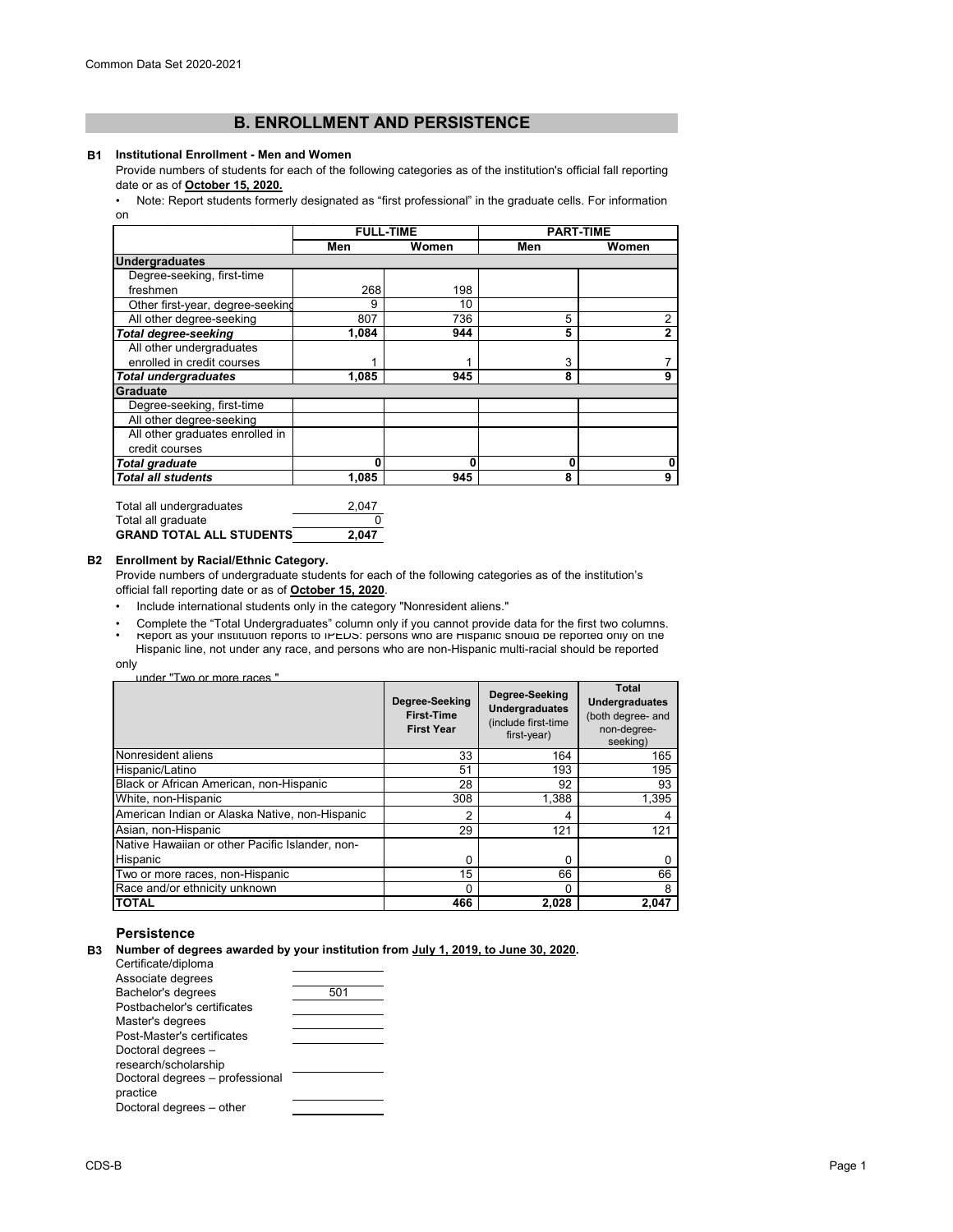# B. ENROLLMENT AND PERSISTENCE

**B1 Institutional Enrollment - Men and Women**

Provide numbers of students for each of the following categories as of the institution's official fall reporting date or as of **October 15, 2020.**

- Note: Report students formerly designated as "first professional" in the graduate cells. For information on

| | FULL-TIME | | PART-TIME | |
|---|---|---|---|---|
| | **Men** | **Women** | **Men** | **Women** |
| **Undergraduates** | | | | |
| Degree-seeking, first-time freshmen | 268 | 198 | | |
| Other first-year, degree-seeking | 9 | 10 | | |
| All other degree-seeking | 807 | 736 | 5 | 2 |
| ***Total degree-seeking*** | **1,084** | **944** | **5** | **2** |
| All other undergraduates enrolled in credit courses | 1 | 1 | 3 | 7 |
| ***Total undergraduates*** | **1,085** | **945** | **8** | **9** |
| **Graduate** | | | | |
| Degree-seeking, first-time | | | | |
| All other degree-seeking | | | | |
| All other graduates enrolled in credit courses | | | | |
| ***Total graduate*** | **0** | **0** | **0** | **0** |
| ***Total all students*** | **1,085** | **945** | **8** | **9** |

| | |
|---|---|
| Total all undergraduates | 2,047 |
| Total all graduate | 0 |
| **GRAND TOTAL ALL STUDENTS** | **2,047** |

**B2 Enrollment by Racial/Ethnic Category.**

Provide numbers of undergraduate students for each of the following categories as of the institution's official fall reporting date or as of **October 15, 2020**.

- Include international students only in the category "Nonresident aliens."
- Complete the "Total Undergraduates" column only if you cannot provide data for the first two columns.
- Report as your institution reports to IPEDS: persons who are Hispanic should be reported only on the Hispanic line, not under any race, and persons who are non-Hispanic multi-racial should be reported only under "Two or more races."

| | Degree-Seeking First-Time First Year | Degree-Seeking Undergraduates (include first-time first-year) | Total Undergraduates (both degree- and non-degree-seeking) |
|---|---|---|---|
| Nonresident aliens | 33 | 164 | 165 |
| Hispanic/Latino | 51 | 193 | 195 |
| Black or African American, non-Hispanic | 28 | 92 | 93 |
| White, non-Hispanic | 308 | 1,388 | 1,395 |
| American Indian or Alaska Native, non-Hispanic | 2 | 4 | 4 |
| Asian, non-Hispanic | 29 | 121 | 121 |
| Native Hawaiian or other Pacific Islander, non-Hispanic | 0 | 0 | 0 |
| Two or more races, non-Hispanic | 15 | 66 | 66 |
| Race and/or ethnicity unknown | 0 | 0 | 8 |
| **TOTAL** | **466** | **2,028** | **2,047** |

## Persistence

**B3 Number of degrees awarded by your institution from July 1, 2019, to June 30, 2020.**

| | |
|---|---|
| Certificate/diploma | |
| Associate degrees | |
| Bachelor's degrees | 501 |
| Postbachelor's certificates | |
| Master's degrees | |
| Post-Master's certificates | |
| Doctoral degrees – research/scholarship | |
| Doctoral degrees – professional practice | |
| Doctoral degrees – other | |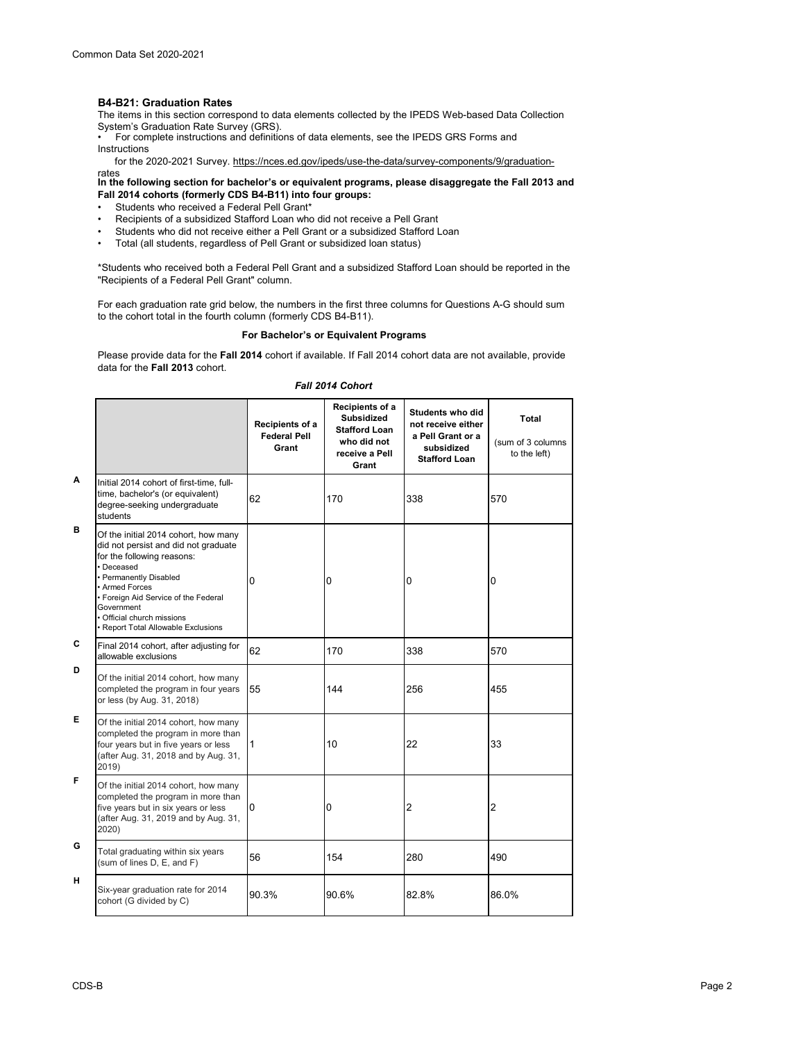### B4-B21: Graduation Rates

The items in this section correspond to data elements collected by the IPEDS Web-based Data Collection System's Graduation Rate Survey (GRS).

- For complete instructions and definitions of data elements, see the IPEDS GRS Forms and Instructions for the 2020-2021 Survey. https://nces.ed.gov/ipeds/use-the-data/survey-components/9/graduation-rates

**In the following section for bachelor's or equivalent programs, please disaggregate the Fall 2013 and Fall 2014 cohorts (formerly CDS B4-B11) into four groups:**

- Students who received a Federal Pell Grant*
- Recipients of a subsidized Stafford Loan who did not receive a Pell Grant
- Students who did not receive either a Pell Grant or a subsidized Stafford Loan
- Total (all students, regardless of Pell Grant or subsidized loan status)

*Students who received both a Federal Pell Grant and a subsidized Stafford Loan should be reported in the "Recipients of a Federal Pell Grant" column.

For each graduation rate grid below, the numbers in the first three columns for Questions A-G should sum to the cohort total in the fourth column (formerly CDS B4-B11).

**For Bachelor's or Equivalent Programs**

Please provide data for the **Fall 2014** cohort if available. If Fall 2014 cohort data are not available, provide data for the **Fall 2013** cohort.

***Fall 2014 Cohort***

| | | Recipients of a Federal Pell Grant | Recipients of a Subsidized Stafford Loan who did not receive a Pell Grant | Students who did not receive either a Pell Grant or a subsidized Stafford Loan | Total (sum of 3 columns to the left) |
|---|---|---|---|---|---|
| A | Initial 2014 cohort of first-time, full-time, bachelor's (or equivalent) degree-seeking undergraduate students | 62 | 170 | 338 | 570 |
| B | Of the initial 2014 cohort, how many did not persist and did not graduate for the following reasons: • Deceased • Permanently Disabled • Armed Forces • Foreign Aid Service of the Federal Government • Official church missions • Report Total Allowable Exclusions | 0 | 0 | 0 | 0 |
| C | Final 2014 cohort, after adjusting for allowable exclusions | 62 | 170 | 338 | 570 |
| D | Of the initial 2014 cohort, how many completed the program in four years or less (by Aug. 31, 2018) | 55 | 144 | 256 | 455 |
| E | Of the initial 2014 cohort, how many completed the program in more than four years but in five years or less (after Aug. 31, 2018 and by Aug. 31, 2019) | 1 | 10 | 22 | 33 |
| F | Of the initial 2014 cohort, how many completed the program in more than five years but in six years or less (after Aug. 31, 2019 and by Aug. 31, 2020) | 0 | 0 | 2 | 2 |
| G | Total graduating within six years (sum of lines D, E, and F) | 56 | 154 | 280 | 490 |
| H | Six-year graduation rate for 2014 cohort (G divided by C) | 90.3% | 90.6% | 82.8% | 86.0% |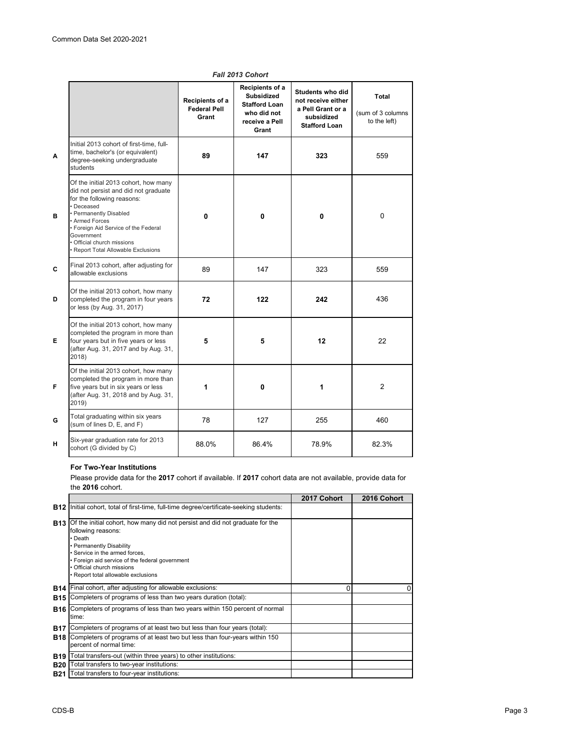Common Data Set 2020-2021

*Fall 2013 Cohort*

| | | Recipients of a Federal Pell Grant | Recipients of a Subsidized Stafford Loan who did not receive a Pell Grant | Students who did not receive either a Pell Grant or a subsidized Stafford Loan | Total (sum of 3 columns to the left) |
|---|---|---|---|---|---|
| A | Initial 2013 cohort of first-time, full-time, bachelor's (or equivalent) degree-seeking undergraduate students | **89** | **147** | **323** | 559 |
| B | Of the initial 2013 cohort, how many did not persist and did not graduate for the following reasons: • Deceased • Permanently Disabled • Armed Forces • Foreign Aid Service of the Federal Government • Official church missions • Report Total Allowable Exclusions | **0** | **0** | **0** | 0 |
| C | Final 2013 cohort, after adjusting for allowable exclusions | 89 | 147 | 323 | 559 |
| D | Of the initial 2013 cohort, how many completed the program in four years or less (by Aug. 31, 2017) | **72** | **122** | **242** | 436 |
| E | Of the initial 2013 cohort, how many completed the program in more than four years but in five years or less (after Aug. 31, 2017 and by Aug. 31, 2018) | **5** | **5** | **12** | 22 |
| F | Of the initial 2013 cohort, how many completed the program in more than five years but in six years or less (after Aug. 31, 2018 and by Aug. 31, 2019) | **1** | **0** | **1** | 2 |
| G | Total graduating within six years (sum of lines D, E, and F) | 78 | 127 | 255 | 460 |
| H | Six-year graduation rate for 2013 cohort (G divided by C) | 88.0% | 86.4% | 78.9% | 82.3% |

### For Two-Year Institutions

Please provide data for the **2017** cohort if available. If **2017** cohort data are not available, provide data for the **2016** cohort.

| | | 2017 Cohort | 2016 Cohort |
|---|---|---|---|
| B12 | Initial cohort, total of first-time, full-time degree/certificate-seeking students: | | |
| B13 | Of the initial cohort, how many did not persist and did not graduate for the following reasons: • Death • Permanently Disability • Service in the armed forces, • Foreign aid service of the federal government • Official church missions • Report total allowable exclusions | | |
| B14 | Final cohort, after adjusting for allowable exclusions: | 0 | 0 |
| B15 | Completers of programs of less than two years duration (total): | | |
| B16 | Completers of programs of less than two years within 150 percent of normal time: | | |
| B17 | Completers of programs of at least two but less than four years (total): | | |
| B18 | Completers of programs of at least two but less than four-years within 150 percent of normal time: | | |
| B19 | Total transfers-out (within three years) to other institutions: | | |
| B20 | Total transfers to two-year institutions: | | |
| B21 | Total transfers to four-year institutions: | | |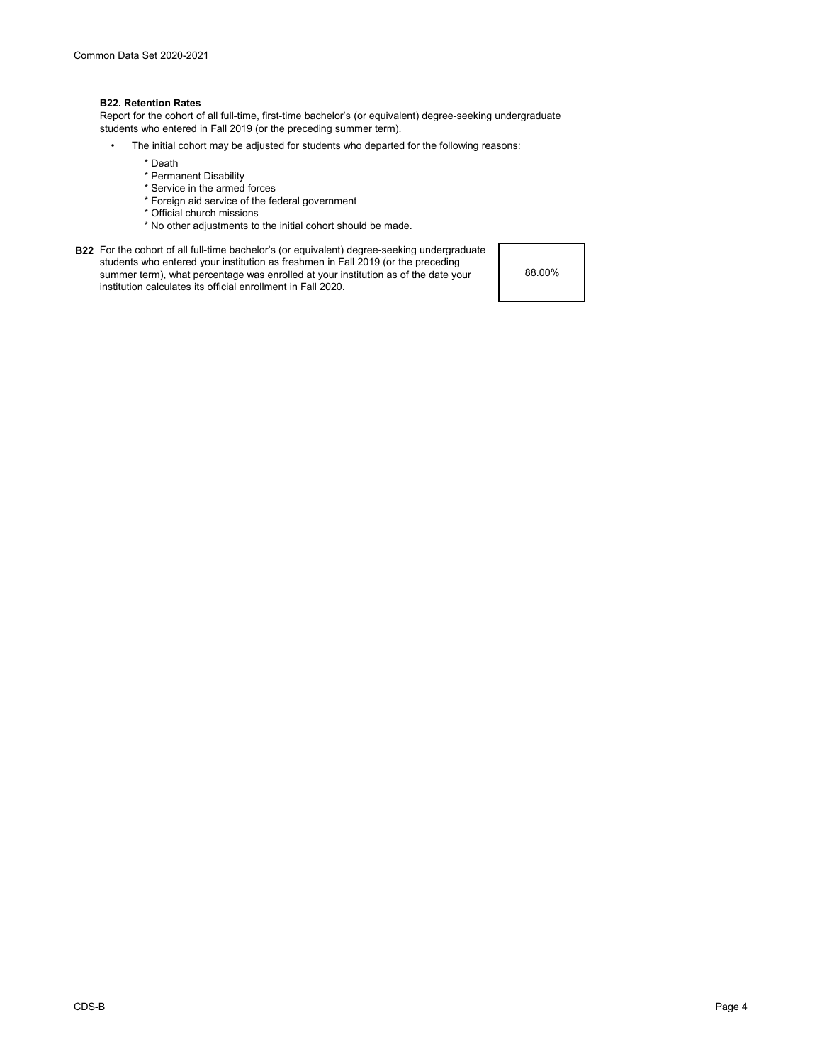### B22. Retention Rates

Report for the cohort of all full-time, first-time bachelor's (or equivalent) degree-seeking undergraduate students who entered in Fall 2019 (or the preceding summer term).

- The initial cohort may be adjusted for students who departed for the following reasons:
  - * Death
  - * Permanent Disability
  - * Service in the armed forces
  - * Foreign aid service of the federal government
  - * Official church missions
  - * No other adjustments to the initial cohort should be made.

| | | |
|---|---|---|
| **B22** | For the cohort of all full-time bachelor's (or equivalent) degree-seeking undergraduate students who entered your institution as freshmen in Fall 2019 (or the preceding summer term), what percentage was enrolled at your institution as of the date your institution calculates its official enrollment in Fall 2020. | 88.00% |